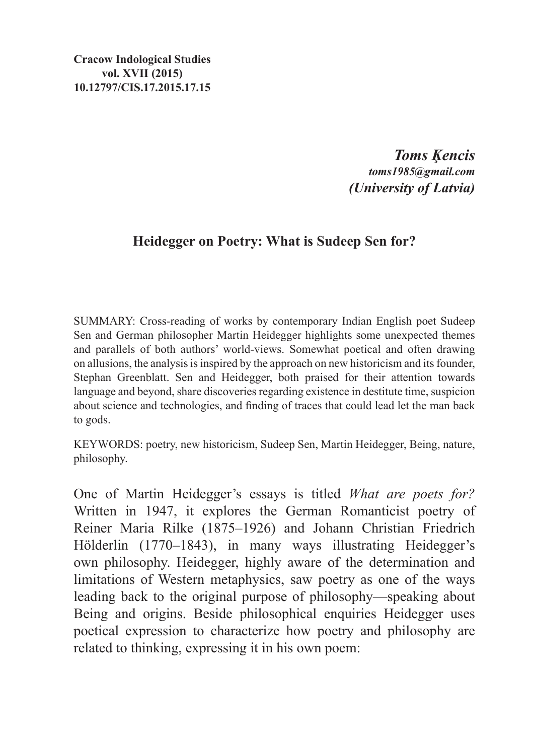**Cracow Indological Studies**
**vol. XVII (2015)**
**10.12797/CIS.17.2015.17.15**

***Toms Ķencis***
***toms1985@gmail.com***
***(University of Latvia)***

## Heidegger on Poetry: What is Sudeep Sen for?

SUMMARY: Cross-reading of works by contemporary Indian English poet Sudeep Sen and German philosopher Martin Heidegger highlights some unexpected themes and parallels of both authors' world-views. Somewhat poetical and often drawing on allusions, the analysis is inspired by the approach on new historicism and its founder, Stephan Greenblatt. Sen and Heidegger, both praised for their attention towards language and beyond, share discoveries regarding existence in destitute time, suspicion about science and technologies, and finding of traces that could lead let the man back to gods.

KEYWORDS: poetry, new historicism, Sudeep Sen, Martin Heidegger, Being, nature, philosophy.

One of Martin Heidegger's essays is titled *What are poets for?* Written in 1947, it explores the German Romanticist poetry of Reiner Maria Rilke (1875–1926) and Johann Christian Friedrich Hölderlin (1770–1843), in many ways illustrating Heidegger's own philosophy. Heidegger, highly aware of the determination and limitations of Western metaphysics, saw poetry as one of the ways leading back to the original purpose of philosophy—speaking about Being and origins. Beside philosophical enquiries Heidegger uses poetical expression to characterize how poetry and philosophy are related to thinking, expressing it in his own poem: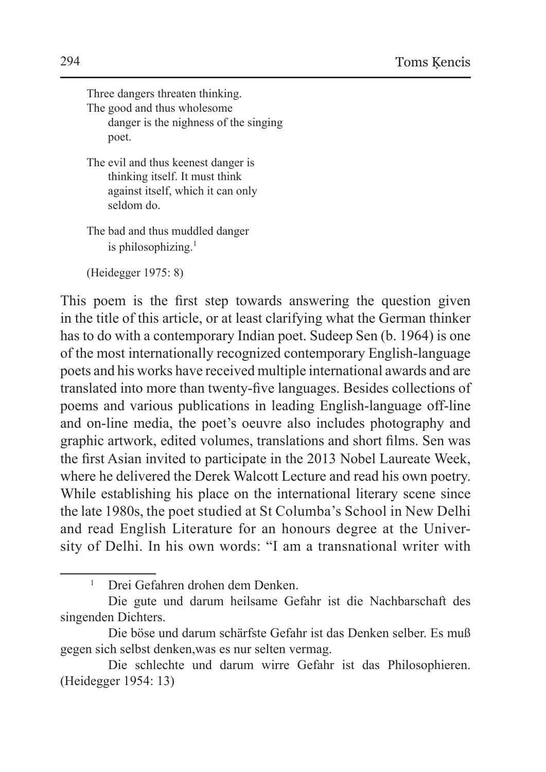Three dangers threaten thinking.  
The good and thus wholesome  
danger is the nighness of the singing  
poet.

The evil and thus keenest danger is  
thinking itself. It must think  
against itself, which it can only  
seldom do.

The bad and thus muddled danger  
is philosophizing.[1]

(Heidegger 1975: 8)

This poem is the first step towards answering the question given in the title of this article, or at least clarifying what the German thinker has to do with a contemporary Indian poet. Sudeep Sen (b. 1964) is one of the most internationally recognized contemporary English-language poets and his works have received multiple international awards and are translated into more than twenty-five languages. Besides collections of poems and various publications in leading English-language off-line and on-line media, the poet's oeuvre also includes photography and graphic artwork, edited volumes, translations and short films. Sen was the first Asian invited to participate in the 2013 Nobel Laureate Week, where he delivered the Derek Walcott Lecture and read his own poetry. While establishing his place on the international literary scene since the late 1980s, the poet studied at St Columba's School in New Delhi and read English Literature for an honours degree at the University of Delhi. In his own words: "I am a transnational writer with

---

[1] Drei Gefahren drohen dem Denken.

Die gute und darum heilsame Gefahr ist die Nachbarschaft des singenden Dichters.

Die böse und darum schärfste Gefahr ist das Denken selber. Es muß gegen sich selbst denken,was es nur selten vermag.

Die schlechte und darum wirre Gefahr ist das Philosophieren. (Heidegger 1954: 13)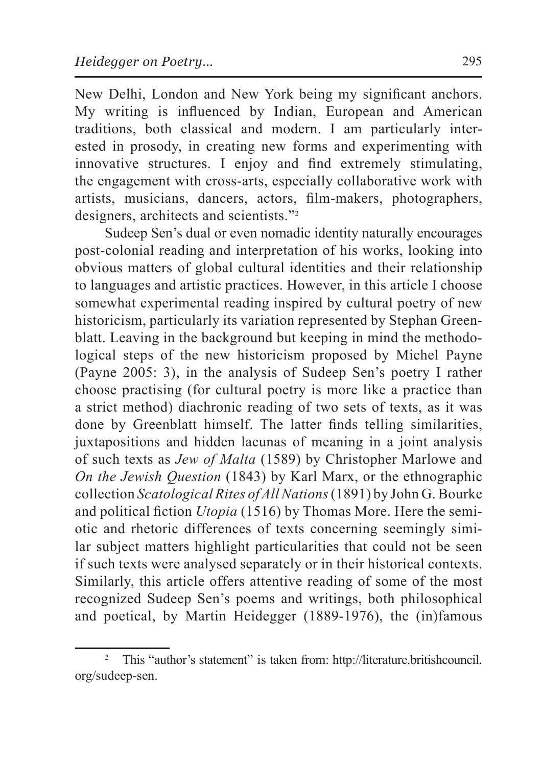New Delhi, London and New York being my significant anchors. My writing is influenced by Indian, European and American traditions, both classical and modern. I am particularly interested in prosody, in creating new forms and experimenting with innovative structures. I enjoy and find extremely stimulating, the engagement with cross-arts, especially collaborative work with artists, musicians, dancers, actors, film-makers, photographers, designers, architects and scientists."[2]

Sudeep Sen's dual or even nomadic identity naturally encourages post-colonial reading and interpretation of his works, looking into obvious matters of global cultural identities and their relationship to languages and artistic practices. However, in this article I choose somewhat experimental reading inspired by cultural poetry of new historicism, particularly its variation represented by Stephan Greenblatt. Leaving in the background but keeping in mind the methodological steps of the new historicism proposed by Michel Payne (Payne 2005: 3), in the analysis of Sudeep Sen's poetry I rather choose practising (for cultural poetry is more like a practice than a strict method) diachronic reading of two sets of texts, as it was done by Greenblatt himself. The latter finds telling similarities, juxtapositions and hidden lacunas of meaning in a joint analysis of such texts as *Jew of Malta* (1589) by Christopher Marlowe and *On the Jewish Question* (1843) by Karl Marx, or the ethnographic collection *Scatological Rites of All Nations* (1891) by John G. Bourke and political fiction *Utopia* (1516) by Thomas More. Here the semiotic and rhetoric differences of texts concerning seemingly similar subject matters highlight particularities that could not be seen if such texts were analysed separately or in their historical contexts. Similarly, this article offers attentive reading of some of the most recognized Sudeep Sen's poems and writings, both philosophical and poetical, by Martin Heidegger (1889-1976), the (in)famous

[2] This "author's statement" is taken from: http://literature.britishcouncil.org/sudeep-sen.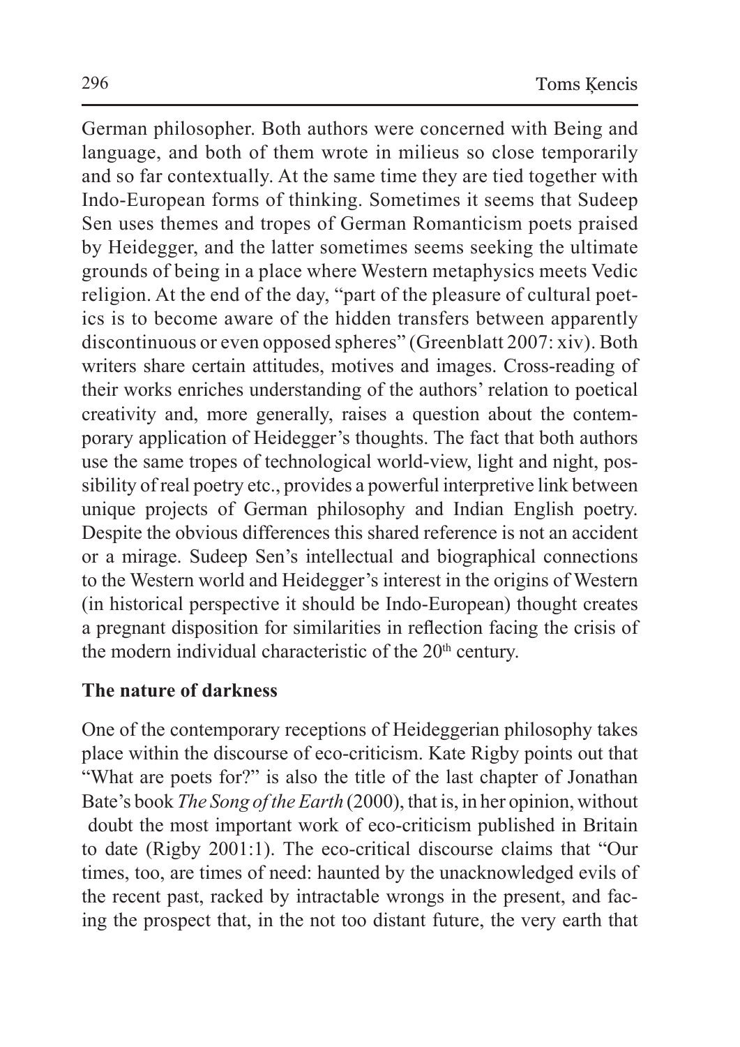German philosopher. Both authors were concerned with Being and language, and both of them wrote in milieus so close temporarily and so far contextually. At the same time they are tied together with Indo-European forms of thinking. Sometimes it seems that Sudeep Sen uses themes and tropes of German Romanticism poets praised by Heidegger, and the latter sometimes seems seeking the ultimate grounds of being in a place where Western metaphysics meets Vedic religion. At the end of the day, "part of the pleasure of cultural poetics is to become aware of the hidden transfers between apparently discontinuous or even opposed spheres" (Greenblatt 2007: xiv). Both writers share certain attitudes, motives and images. Cross-reading of their works enriches understanding of the authors' relation to poetical creativity and, more generally, raises a question about the contemporary application of Heidegger's thoughts. The fact that both authors use the same tropes of technological world-view, light and night, possibility of real poetry etc., provides a powerful interpretive link between unique projects of German philosophy and Indian English poetry. Despite the obvious differences this shared reference is not an accident or a mirage. Sudeep Sen's intellectual and biographical connections to the Western world and Heidegger's interest in the origins of Western (in historical perspective it should be Indo-European) thought creates a pregnant disposition for similarities in reflection facing the crisis of the modern individual characteristic of the 20th century.

**The nature of darkness**

One of the contemporary receptions of Heideggerian philosophy takes place within the discourse of eco-criticism. Kate Rigby points out that "What are poets for?" is also the title of the last chapter of Jonathan Bate's book *The Song of the Earth* (2000), that is, in her opinion, without doubt the most important work of eco-criticism published in Britain to date (Rigby 2001:1). The eco-critical discourse claims that "Our times, too, are times of need: haunted by the unacknowledged evils of the recent past, racked by intractable wrongs in the present, and facing the prospect that, in the not too distant future, the very earth that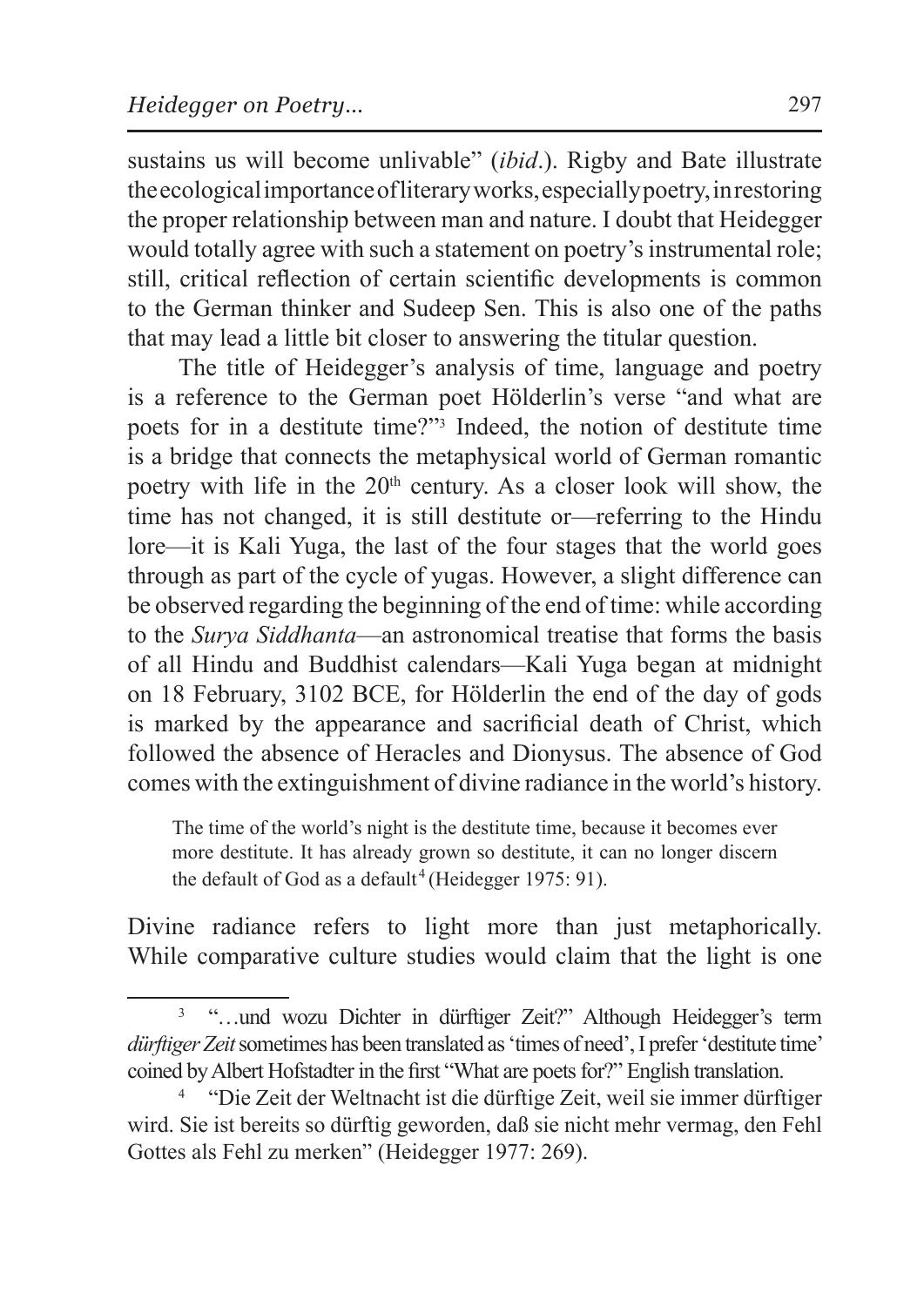sustains us will become unlivable" (*ibid*.). Rigby and Bate illustrate the ecological importance of literary works, especially poetry, in restoring the proper relationship between man and nature. I doubt that Heidegger would totally agree with such a statement on poetry's instrumental role; still, critical reflection of certain scientific developments is common to the German thinker and Sudeep Sen. This is also one of the paths that may lead a little bit closer to answering the titular question.

The title of Heidegger's analysis of time, language and poetry is a reference to the German poet Hölderlin's verse "and what are poets for in a destitute time?"[3] Indeed, the notion of destitute time is a bridge that connects the metaphysical world of German romantic poetry with life in the 20th century. As a closer look will show, the time has not changed, it is still destitute or—referring to the Hindu lore—it is Kali Yuga, the last of the four stages that the world goes through as part of the cycle of yugas. However, a slight difference can be observed regarding the beginning of the end of time: while according to the *Surya Siddhanta*—an astronomical treatise that forms the basis of all Hindu and Buddhist calendars—Kali Yuga began at midnight on 18 February, 3102 BCE, for Hölderlin the end of the day of gods is marked by the appearance and sacrificial death of Christ, which followed the absence of Heracles and Dionysus. The absence of God comes with the extinguishment of divine radiance in the world's history.

> The time of the world's night is the destitute time, because it becomes ever more destitute. It has already grown so destitute, it can no longer discern the default of God as a default[4] (Heidegger 1975: 91).

Divine radiance refers to light more than just metaphorically. While comparative culture studies would claim that the light is one

---

[3] "…und wozu Dichter in dürftiger Zeit?" Although Heidegger's term *dürftiger Zeit* sometimes has been translated as 'times of need', I prefer 'destitute time' coined by Albert Hofstadter in the first "What are poets for?" English translation.

[4] "Die Zeit der Weltnacht ist die dürftige Zeit, weil sie immer dürftiger wird. Sie ist bereits so dürftig geworden, daß sie nicht mehr vermag, den Fehl Gottes als Fehl zu merken" (Heidegger 1977: 269).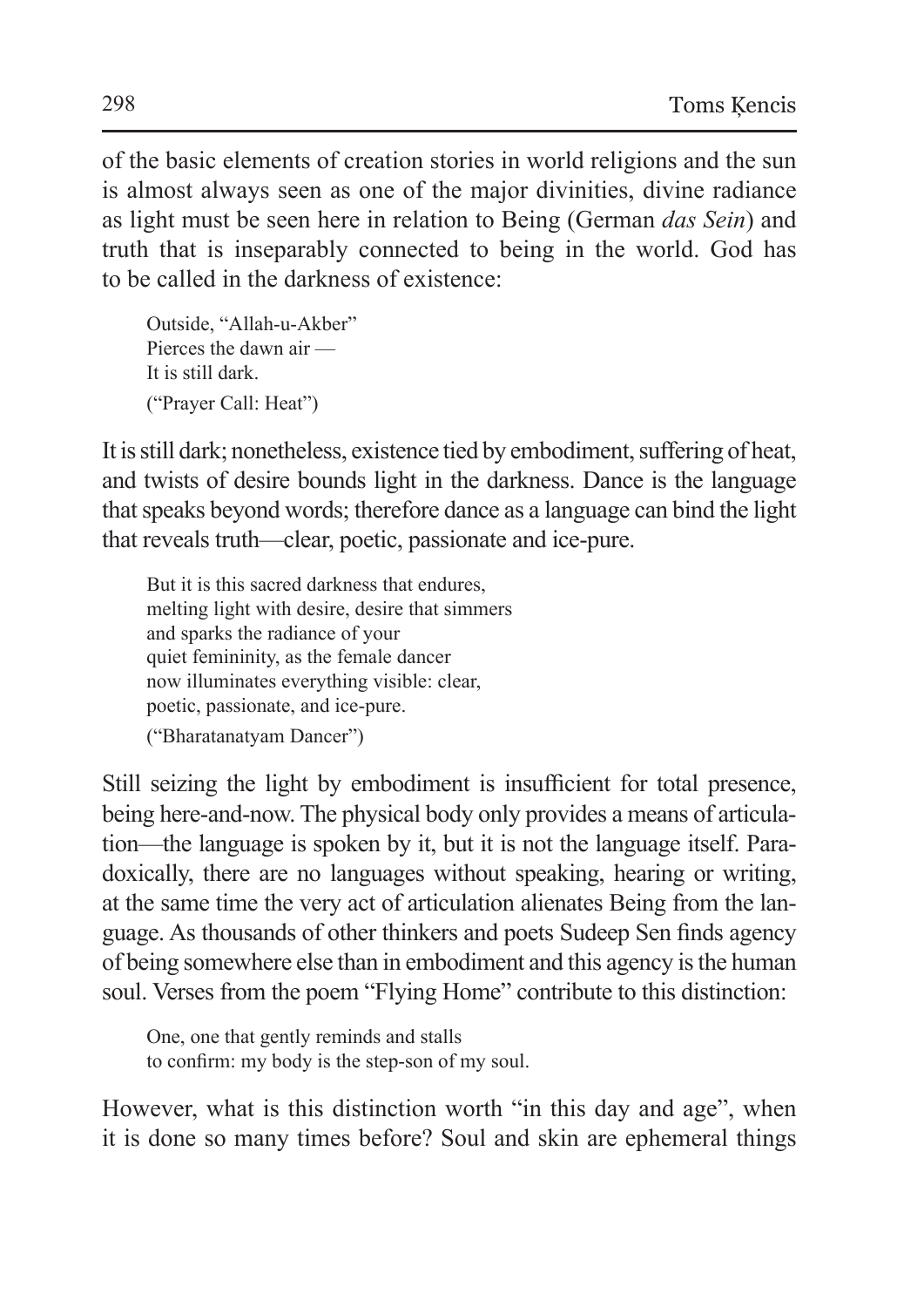of the basic elements of creation stories in world religions and the sun is almost always seen as one of the major divinities, divine radiance as light must be seen here in relation to Being (German *das Sein*) and truth that is inseparably connected to being in the world. God has to be called in the darkness of existence:

> Outside, "Allah-u-Akber"
> Pierces the dawn air —
> It is still dark.
> ("Prayer Call: Heat")

It is still dark; nonetheless, existence tied by embodiment, suffering of heat, and twists of desire bounds light in the darkness. Dance is the language that speaks beyond words; therefore dance as a language can bind the light that reveals truth—clear, poetic, passionate and ice-pure.

> But it is this sacred darkness that endures,
> melting light with desire, desire that simmers
> and sparks the radiance of your
> quiet femininity, as the female dancer
> now illuminates everything visible: clear,
> poetic, passionate, and ice-pure.
> ("Bharatanatyam Dancer")

Still seizing the light by embodiment is insufficient for total presence, being here-and-now. The physical body only provides a means of articulation—the language is spoken by it, but it is not the language itself. Paradoxically, there are no languages without speaking, hearing or writing, at the same time the very act of articulation alienates Being from the language. As thousands of other thinkers and poets Sudeep Sen finds agency of being somewhere else than in embodiment and this agency is the human soul. Verses from the poem "Flying Home" contribute to this distinction:

> One, one that gently reminds and stalls
> to confirm: my body is the step-son of my soul.

However, what is this distinction worth "in this day and age", when it is done so many times before? Soul and skin are ephemeral things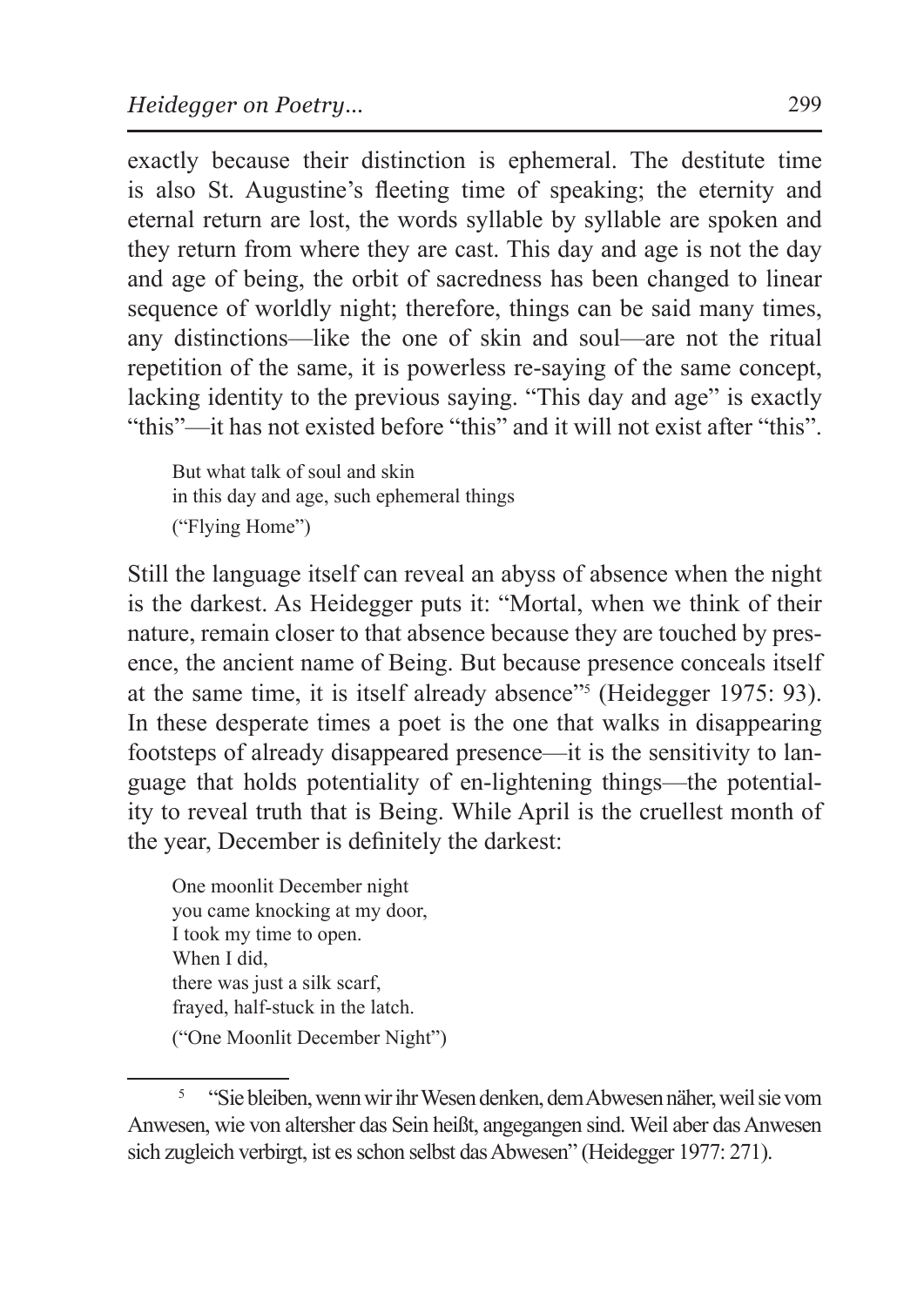exactly because their distinction is ephemeral. The destitute time is also St. Augustine's fleeting time of speaking; the eternity and eternal return are lost, the words syllable by syllable are spoken and they return from where they are cast. This day and age is not the day and age of being, the orbit of sacredness has been changed to linear sequence of worldly night; therefore, things can be said many times, any distinctions—like the one of skin and soul—are not the ritual repetition of the same, it is powerless re-saying of the same concept, lacking identity to the previous saying. "This day and age" is exactly "this"—it has not existed before "this" and it will not exist after "this".

> But what talk of soul and skin
> in this day and age, such ephemeral things
> ("Flying Home")

Still the language itself can reveal an abyss of absence when the night is the darkest. As Heidegger puts it: "Mortal, when we think of their nature, remain closer to that absence because they are touched by presence, the ancient name of Being. But because presence conceals itself at the same time, it is itself already absence"[5] (Heidegger 1975: 93). In these desperate times a poet is the one that walks in disappearing footsteps of already disappeared presence—it is the sensitivity to language that holds potentiality of en-lightening things—the potentiality to reveal truth that is Being. While April is the cruellest month of the year, December is definitely the darkest:

> One moonlit December night
> you came knocking at my door,
> I took my time to open.
> When I did,
> there was just a silk scarf,
> frayed, half-stuck in the latch.
> ("One Moonlit December Night")

---

[5] "Sie bleiben, wenn wir ihr Wesen denken, dem Abwesen näher, weil sie vom Anwesen, wie von altersher das Sein heißt, angegangen sind. Weil aber das Anwesen sich zugleich verbirgt, ist es schon selbst das Abwesen" (Heidegger 1977: 271).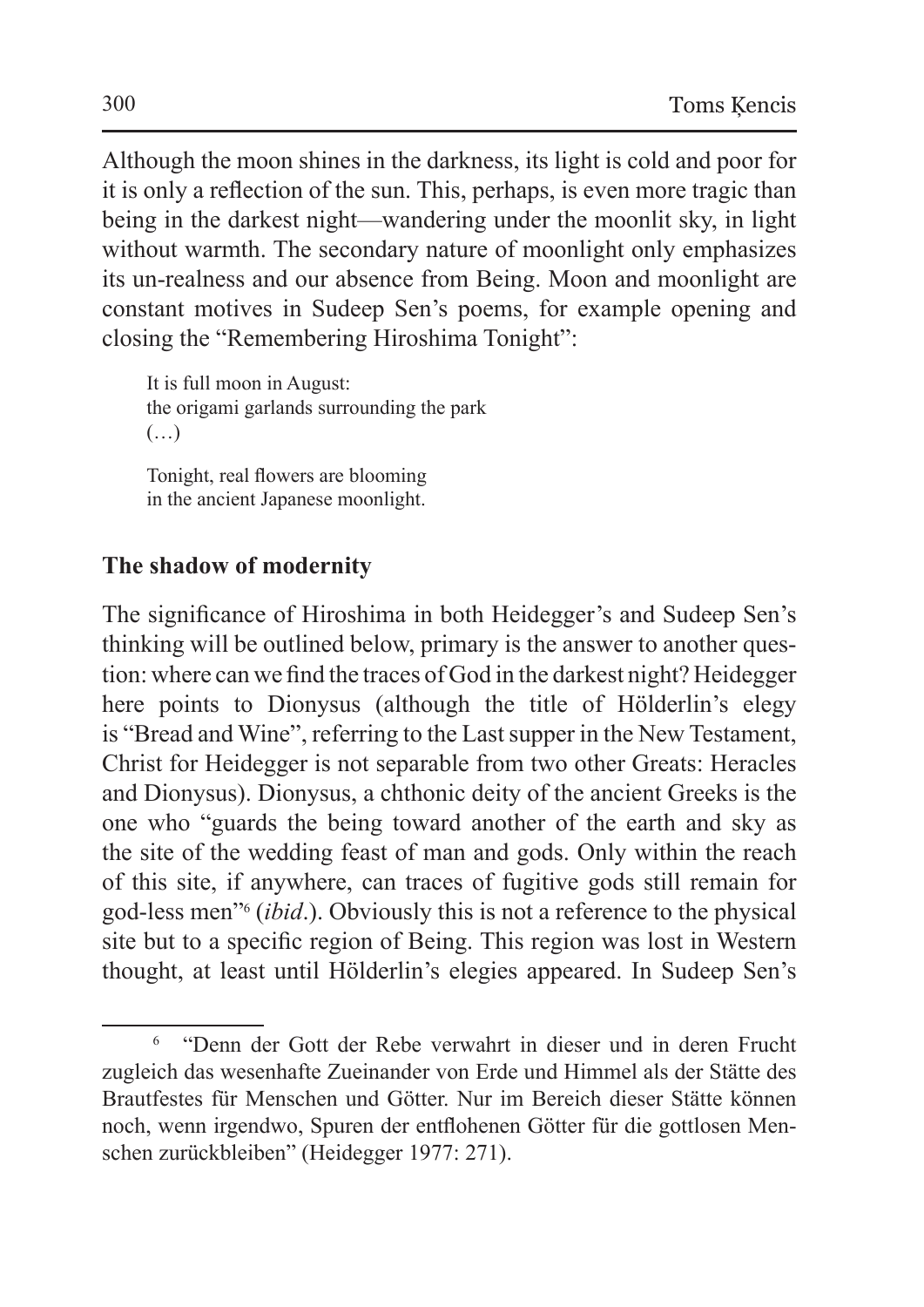Although the moon shines in the darkness, its light is cold and poor for it is only a reflection of the sun. This, perhaps, is even more tragic than being in the darkest night—wandering under the moonlit sky, in light without warmth. The secondary nature of moonlight only emphasizes its un-realness and our absence from Being. Moon and moonlight are constant motives in Sudeep Sen's poems, for example opening and closing the "Remembering Hiroshima Tonight":

> It is full moon in August:
> the origami garlands surrounding the park
> (…)
>
> Tonight, real flowers are blooming
> in the ancient Japanese moonlight.

## The shadow of modernity

The significance of Hiroshima in both Heidegger's and Sudeep Sen's thinking will be outlined below, primary is the answer to another question: where can we find the traces of God in the darkest night? Heidegger here points to Dionysus (although the title of Hölderlin's elegy is "Bread and Wine", referring to the Last supper in the New Testament, Christ for Heidegger is not separable from two other Greats: Heracles and Dionysus). Dionysus, a chthonic deity of the ancient Greeks is the one who "guards the being toward another of the earth and sky as the site of the wedding feast of man and gods. Only within the reach of this site, if anywhere, can traces of fugitive gods still remain for god-less men"[6] (*ibid*.). Obviously this is not a reference to the physical site but to a specific region of Being. This region was lost in Western thought, at least until Hölderlin's elegies appeared. In Sudeep Sen's

---

[6] "Denn der Gott der Rebe verwahrt in dieser und in deren Frucht zugleich das wesenhafte Zueinander von Erde und Himmel als der Stätte des Brautfestes für Menschen und Götter. Nur im Bereich dieser Stätte können noch, wenn irgendwo, Spuren der entflohenen Götter für die gottlosen Menschen zurückbleiben" (Heidegger 1977: 271).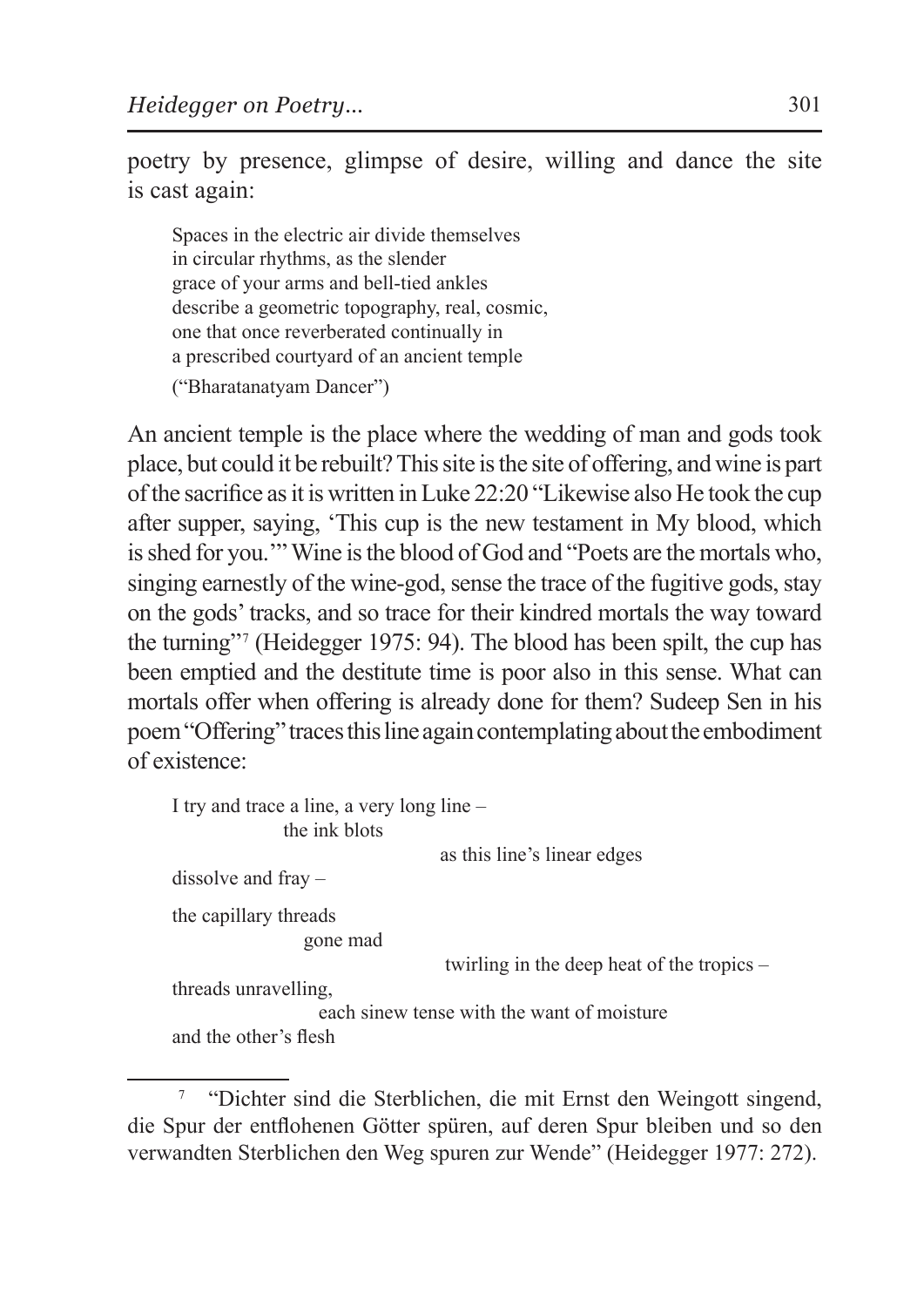poetry by presence, glimpse of desire, willing and dance the site is cast again:

> Spaces in the electric air divide themselves
> in circular rhythms, as the slender
> grace of your arms and bell-tied ankles
> describe a geometric topography, real, cosmic,
> one that once reverberated continually in
> a prescribed courtyard of an ancient temple
>
> ("Bharatanatyam Dancer")

An ancient temple is the place where the wedding of man and gods took place, but could it be rebuilt? This site is the site of offering, and wine is part of the sacrifice as it is written in Luke 22:20 "Likewise also He took the cup after supper, saying, 'This cup is the new testament in My blood, which is shed for you.'" Wine is the blood of God and "Poets are the mortals who, singing earnestly of the wine-god, sense the trace of the fugitive gods, stay on the gods' tracks, and so trace for their kindred mortals the way toward the turning"[7] (Heidegger 1975: 94). The blood has been spilt, the cup has been emptied and the destitute time is poor also in this sense. What can mortals offer when offering is already done for them? Sudeep Sen in his poem "Offering" traces this line again contemplating about the embodiment of existence:

> I try and trace a line, a very long line –
> the ink blots
> as this line's linear edges
> dissolve and fray –
>
> the capillary threads
> gone mad
> twirling in the deep heat of the tropics –
> threads unravelling,
> each sinew tense with the want of moisture
> and the other's flesh

[7] "Dichter sind die Sterblichen, die mit Ernst den Weingott singend, die Spur der entflohenen Götter spüren, auf deren Spur bleiben und so den verwandten Sterblichen den Weg spuren zur Wende" (Heidegger 1977: 272).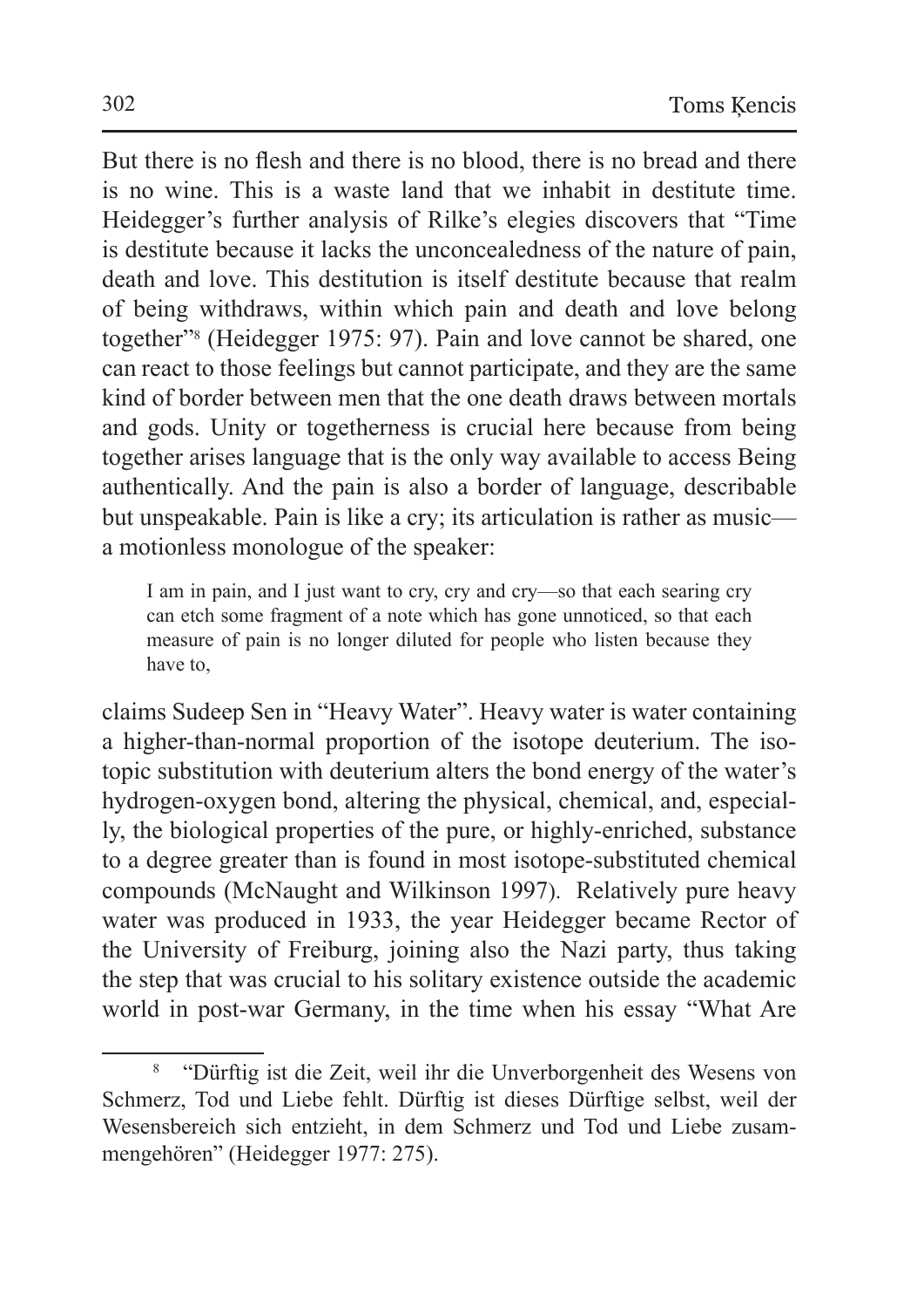But there is no flesh and there is no blood, there is no bread and there is no wine. This is a waste land that we inhabit in destitute time. Heidegger's further analysis of Rilke's elegies discovers that "Time is destitute because it lacks the unconcealedness of the nature of pain, death and love. This destitution is itself destitute because that realm of being withdraws, within which pain and death and love belong together"[8] (Heidegger 1975: 97). Pain and love cannot be shared, one can react to those feelings but cannot participate, and they are the same kind of border between men that the one death draws between mortals and gods. Unity or togetherness is crucial here because from being together arises language that is the only way available to access Being authentically. And the pain is also a border of language, describable but unspeakable. Pain is like a cry; its articulation is rather as music—a motionless monologue of the speaker:

> I am in pain, and I just want to cry, cry and cry—so that each searing cry can etch some fragment of a note which has gone unnoticed, so that each measure of pain is no longer diluted for people who listen because they have to,

claims Sudeep Sen in "Heavy Water". Heavy water is water containing a higher-than-normal proportion of the isotope deuterium. The isotopic substitution with deuterium alters the bond energy of the water's hydrogen-oxygen bond, altering the physical, chemical, and, especially, the biological properties of the pure, or highly-enriched, substance to a degree greater than is found in most isotope-substituted chemical compounds (McNaught and Wilkinson 1997). Relatively pure heavy water was produced in 1933, the year Heidegger became Rector of the University of Freiburg, joining also the Nazi party, thus taking the step that was crucial to his solitary existence outside the academic world in post-war Germany, in the time when his essay "What Are

---

[8] "Dürftig ist die Zeit, weil ihr die Unverborgenheit des Wesens von Schmerz, Tod und Liebe fehlt. Dürftig ist dieses Dürftige selbst, weil der Wesensbereich sich entzieht, in dem Schmerz und Tod und Liebe zusammengehören" (Heidegger 1977: 275).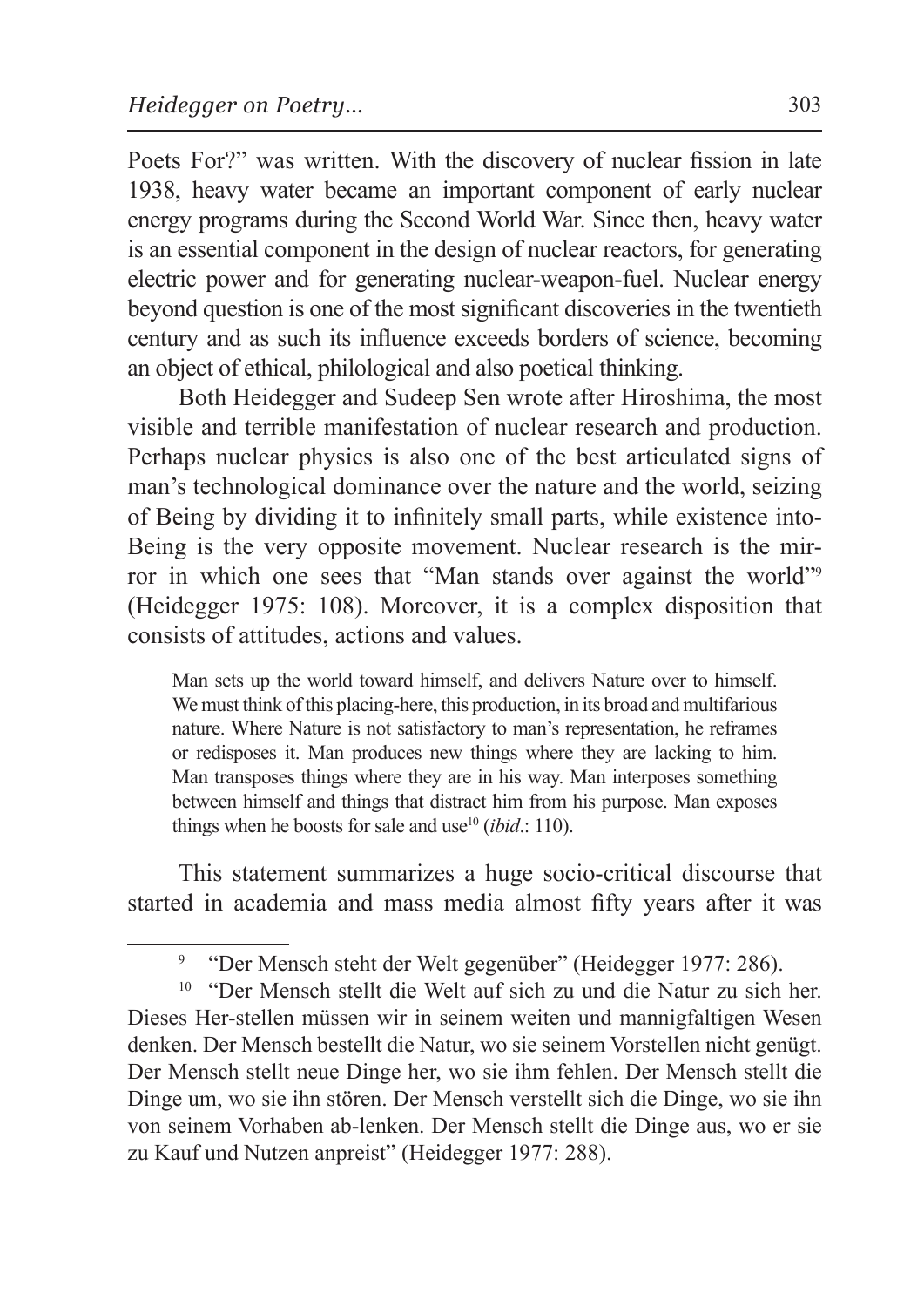Poets For?" was written. With the discovery of nuclear fission in late 1938, heavy water became an important component of early nuclear energy programs during the Second World War. Since then, heavy water is an essential component in the design of nuclear reactors, for generating electric power and for generating nuclear-weapon-fuel. Nuclear energy beyond question is one of the most significant discoveries in the twentieth century and as such its influence exceeds borders of science, becoming an object of ethical, philological and also poetical thinking.

Both Heidegger and Sudeep Sen wrote after Hiroshima, the most visible and terrible manifestation of nuclear research and production. Perhaps nuclear physics is also one of the best articulated signs of man's technological dominance over the nature and the world, seizing of Being by dividing it to infinitely small parts, while existence into-Being is the very opposite movement. Nuclear research is the mirror in which one sees that "Man stands over against the world"[9] (Heidegger 1975: 108). Moreover, it is a complex disposition that consists of attitudes, actions and values.

> Man sets up the world toward himself, and delivers Nature over to himself. We must think of this placing-here, this production, in its broad and multifarious nature. Where Nature is not satisfactory to man's representation, he reframes or redisposes it. Man produces new things where they are lacking to him. Man transposes things where they are in his way. Man interposes something between himself and things that distract him from his purpose. Man exposes things when he boosts for sale and use[10] (*ibid*.: 110).

This statement summarizes a huge socio-critical discourse that started in academia and mass media almost fifty years after it was

---

[9] "Der Mensch steht der Welt gegenüber" (Heidegger 1977: 286).

[10] "Der Mensch stellt die Welt auf sich zu und die Natur zu sich her. Dieses Her-stellen müssen wir in seinem weiten und mannigfaltigen Wesen denken. Der Mensch bestellt die Natur, wo sie seinem Vorstellen nicht genügt. Der Mensch stellt neue Dinge her, wo sie ihm fehlen. Der Mensch stellt die Dinge um, wo sie ihn stören. Der Mensch verstellt sich die Dinge, wo sie ihn von seinem Vorhaben ab-lenken. Der Mensch stellt die Dinge aus, wo er sie zu Kauf und Nutzen anpreist" (Heidegger 1977: 288).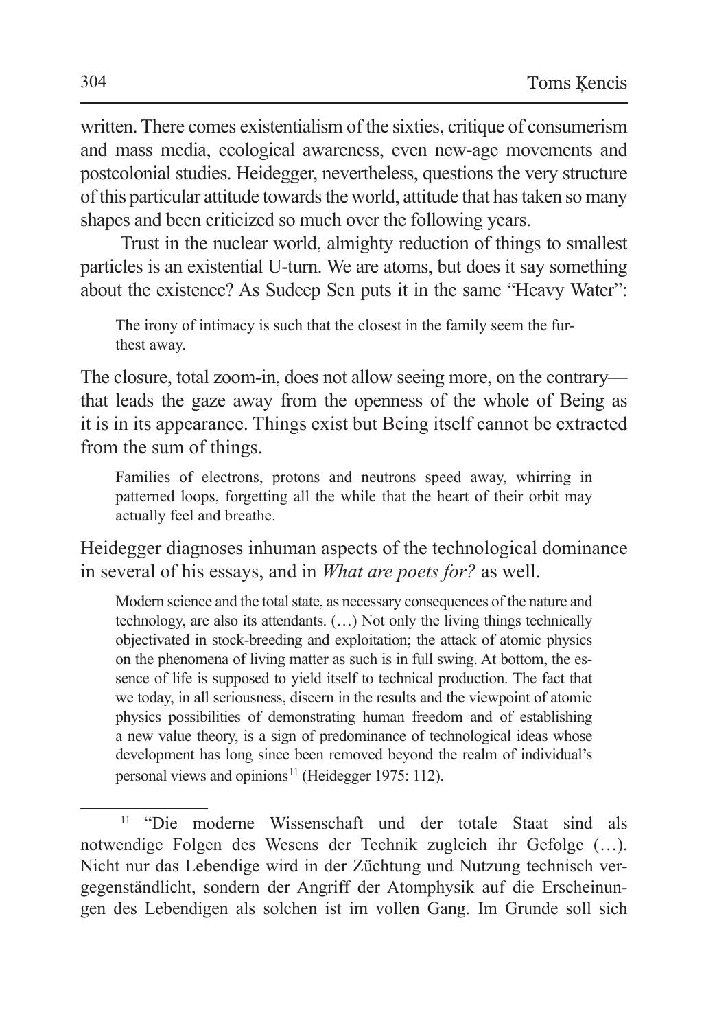written. There comes existentialism of the sixties, critique of consumerism and mass media, ecological awareness, even new-age movements and postcolonial studies. Heidegger, nevertheless, questions the very structure of this particular attitude towards the world, attitude that has taken so many shapes and been criticized so much over the following years.

Trust in the nuclear world, almighty reduction of things to smallest particles is an existential U-turn. We are atoms, but does it say something about the existence? As Sudeep Sen puts it in the same "Heavy Water":

> The irony of intimacy is such that the closest in the family seem the furthest away.

The closure, total zoom-in, does not allow seeing more, on the contrary—that leads the gaze away from the openness of the whole of Being as it is in its appearance. Things exist but Being itself cannot be extracted from the sum of things.

> Families of electrons, protons and neutrons speed away, whirring in patterned loops, forgetting all the while that the heart of their orbit may actually feel and breathe.

Heidegger diagnoses inhuman aspects of the technological dominance in several of his essays, and in *What are poets for?* as well.

> Modern science and the total state, as necessary consequences of the nature and technology, are also its attendants. (…) Not only the living things technically objectivated in stock-breeding and exploitation; the attack of atomic physics on the phenomena of living matter as such is in full swing. At bottom, the essence of life is supposed to yield itself to technical production. The fact that we today, in all seriousness, discern in the results and the viewpoint of atomic physics possibilities of demonstrating human freedom and of establishing a new value theory, is a sign of predominance of technological ideas whose development has long since been removed beyond the realm of individual's personal views and opinions[11] (Heidegger 1975: 112).

[11] "Die moderne Wissenschaft und der totale Staat sind als notwendige Folgen des Wesens der Technik zugleich ihr Gefolge (…). Nicht nur das Lebendige wird in der Züchtung und Nutzung technisch vergegenständlicht, sondern der Angriff der Atomphysik auf die Erscheinungen des Lebendigen als solchen ist im vollen Gang. Im Grunde soll sich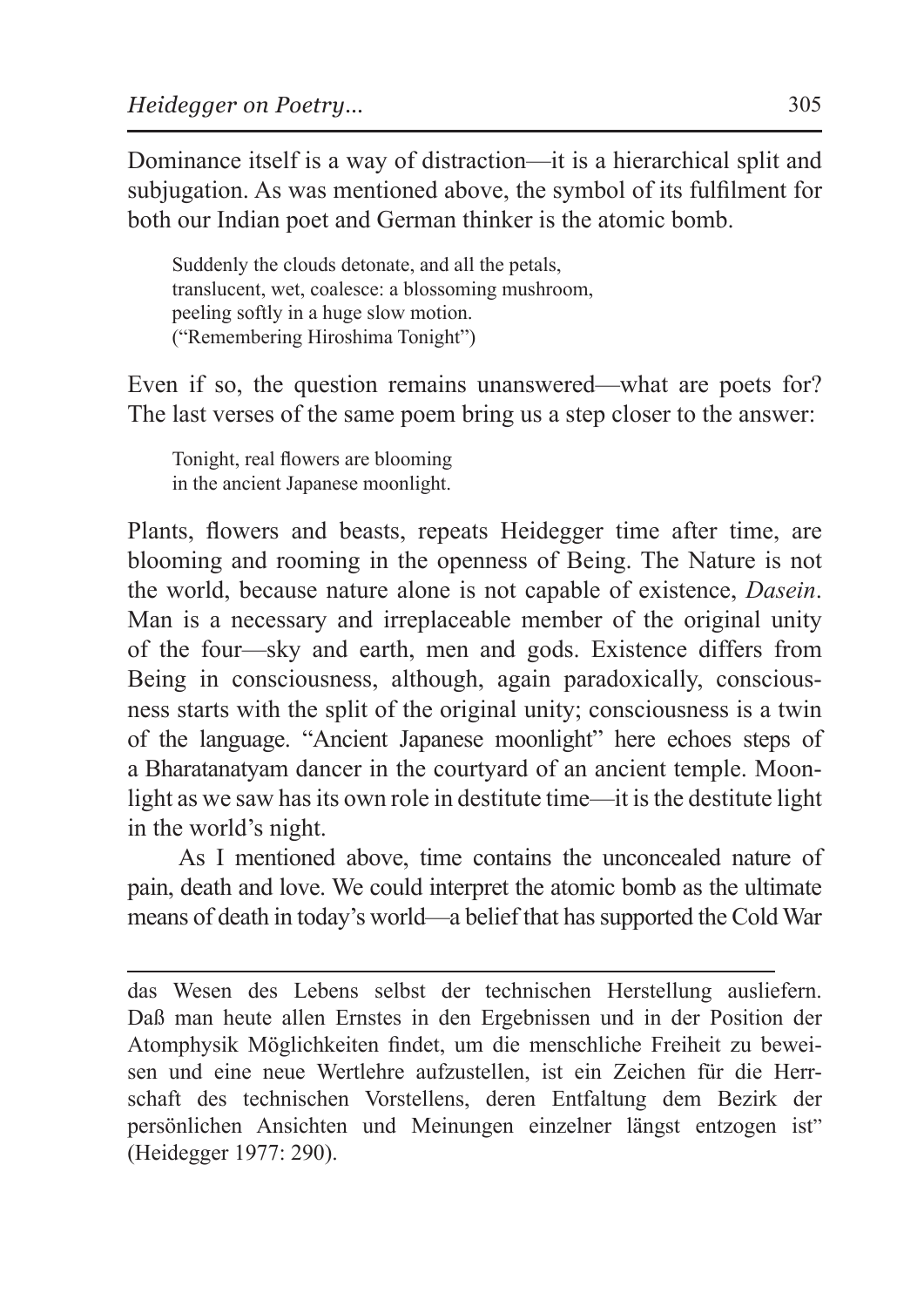Dominance itself is a way of distraction—it is a hierarchical split and subjugation. As was mentioned above, the symbol of its fulfilment for both our Indian poet and German thinker is the atomic bomb.

> Suddenly the clouds detonate, and all the petals,
> translucent, wet, coalesce: a blossoming mushroom,
> peeling softly in a huge slow motion.
> ("Remembering Hiroshima Tonight")

Even if so, the question remains unanswered—what are poets for? The last verses of the same poem bring us a step closer to the answer:

> Tonight, real flowers are blooming
> in the ancient Japanese moonlight.

Plants, flowers and beasts, repeats Heidegger time after time, are blooming and rooming in the openness of Being. The Nature is not the world, because nature alone is not capable of existence, *Dasein*. Man is a necessary and irreplaceable member of the original unity of the four—sky and earth, men and gods. Existence differs from Being in consciousness, although, again paradoxically, consciousness starts with the split of the original unity; consciousness is a twin of the language. "Ancient Japanese moonlight" here echoes steps of a Bharatanatyam dancer in the courtyard of an ancient temple. Moonlight as we saw has its own role in destitute time—it is the destitute light in the world's night.

As I mentioned above, time contains the unconcealed nature of pain, death and love. We could interpret the atomic bomb as the ultimate means of death in today's world—a belief that has supported the Cold War

---

das Wesen des Lebens selbst der technischen Herstellung ausliefern. Daß man heute allen Ernstes in den Ergebnissen und in der Position der Atomphysik Möglichkeiten findet, um die menschliche Freiheit zu beweisen und eine neue Wertlehre aufzustellen, ist ein Zeichen für die Herrschaft des technischen Vorstellens, deren Entfaltung dem Bezirk der persönlichen Ansichten und Meinungen einzelner längst entzogen ist" (Heidegger 1977: 290).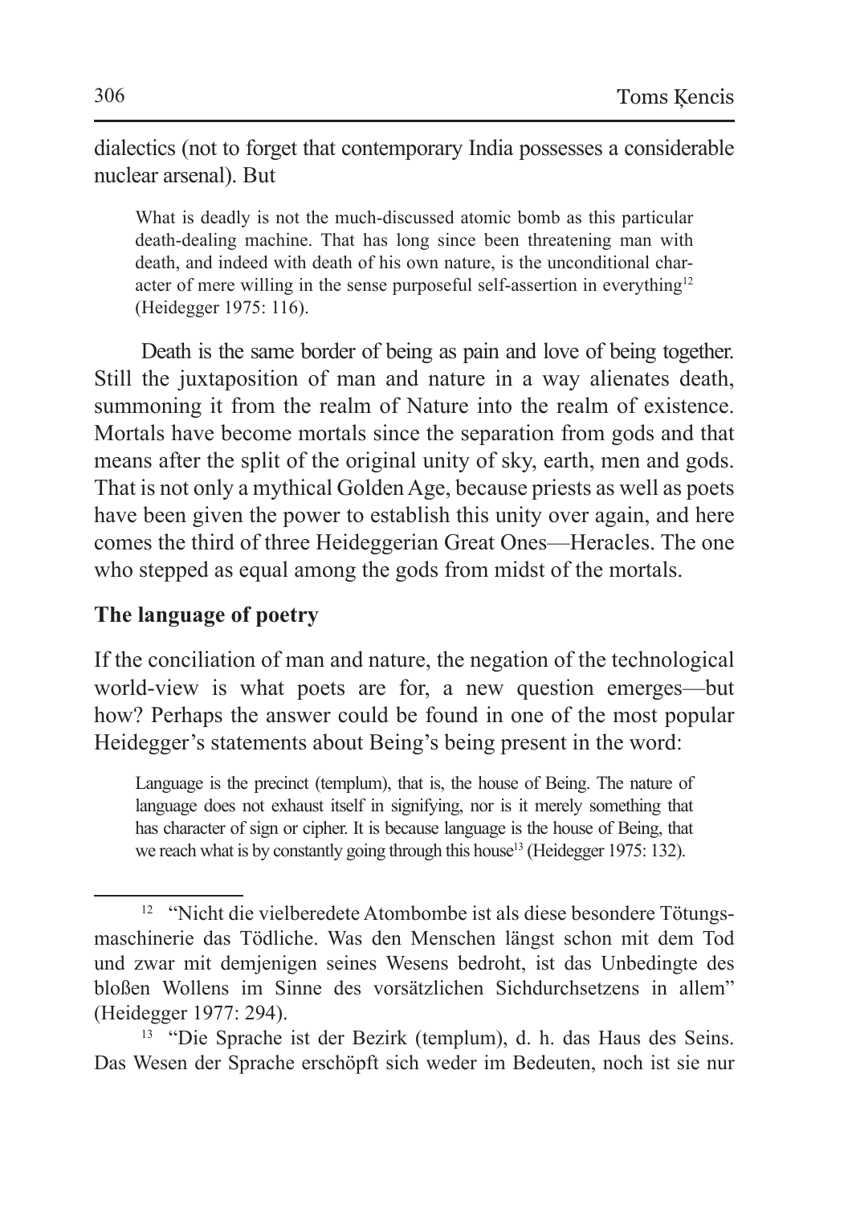dialectics (not to forget that contemporary India possesses a considerable nuclear arsenal). But

> What is deadly is not the much-discussed atomic bomb as this particular death-dealing machine. That has long since been threatening man with death, and indeed with death of his own nature, is the unconditional character of mere willing in the sense purposeful self-assertion in everything[12] (Heidegger 1975: 116).

Death is the same border of being as pain and love of being together. Still the juxtaposition of man and nature in a way alienates death, summoning it from the realm of Nature into the realm of existence. Mortals have become mortals since the separation from gods and that means after the split of the original unity of sky, earth, men and gods. That is not only a mythical Golden Age, because priests as well as poets have been given the power to establish this unity over again, and here comes the third of three Heideggerian Great Ones—Heracles. The one who stepped as equal among the gods from midst of the mortals.

## The language of poetry

If the conciliation of man and nature, the negation of the technological world-view is what poets are for, a new question emerges—but how? Perhaps the answer could be found in one of the most popular Heidegger's statements about Being's being present in the word:

> Language is the precinct (templum), that is, the house of Being. The nature of language does not exhaust itself in signifying, nor is it merely something that has character of sign or cipher. It is because language is the house of Being, that we reach what is by constantly going through this house[13] (Heidegger 1975: 132).

---

[12] "Nicht die vielberedete Atombombe ist als diese besondere Tötungsmaschinerie das Tödliche. Was den Menschen längst schon mit dem Tod und zwar mit demjenigen seines Wesens bedroht, ist das Unbedingte des bloßen Wollens im Sinne des vorsätzlichen Sichdurchsetzens in allem" (Heidegger 1977: 294).

[13] "Die Sprache ist der Bezirk (templum), d. h. das Haus des Seins. Das Wesen der Sprache erschöpft sich weder im Bedeuten, noch ist sie nur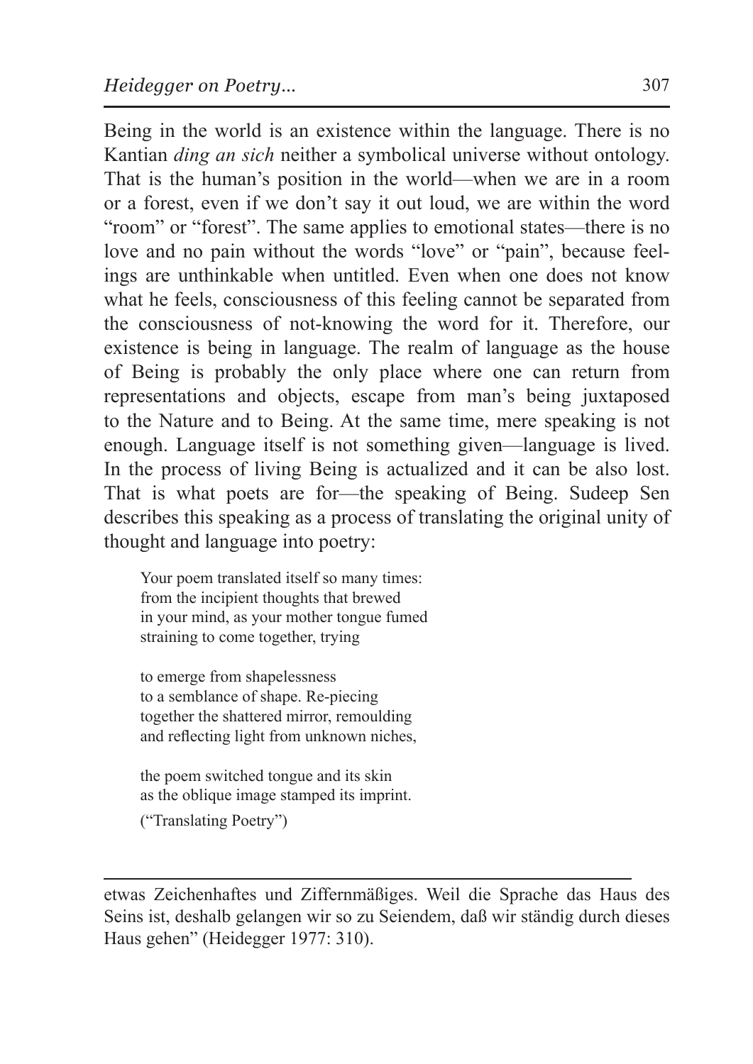Being in the world is an existence within the language. There is no Kantian *ding an sich* neither a symbolical universe without ontology. That is the human's position in the world—when we are in a room or a forest, even if we don't say it out loud, we are within the word "room" or "forest". The same applies to emotional states—there is no love and no pain without the words "love" or "pain", because feelings are unthinkable when untitled. Even when one does not know what he feels, consciousness of this feeling cannot be separated from the consciousness of not-knowing the word for it. Therefore, our existence is being in language. The realm of language as the house of Being is probably the only place where one can return from representations and objects, escape from man's being juxtaposed to the Nature and to Being. At the same time, mere speaking is not enough. Language itself is not something given—language is lived. In the process of living Being is actualized and it can be also lost. That is what poets are for—the speaking of Being. Sudeep Sen describes this speaking as a process of translating the original unity of thought and language into poetry:

> Your poem translated itself so many times:
> from the incipient thoughts that brewed
> in your mind, as your mother tongue fumed
> straining to come together, trying
>
> to emerge from shapelessness
> to a semblance of shape. Re-piecing
> together the shattered mirror, remoulding
> and reflecting light from unknown niches,
>
> the poem switched tongue and its skin
> as the oblique image stamped its imprint.
>
> ("Translating Poetry")

---

etwas Zeichenhaftes und Ziffernmäßiges. Weil die Sprache das Haus des Seins ist, deshalb gelangen wir so zu Seiendem, daß wir ständig durch dieses Haus gehen" (Heidegger 1977: 310).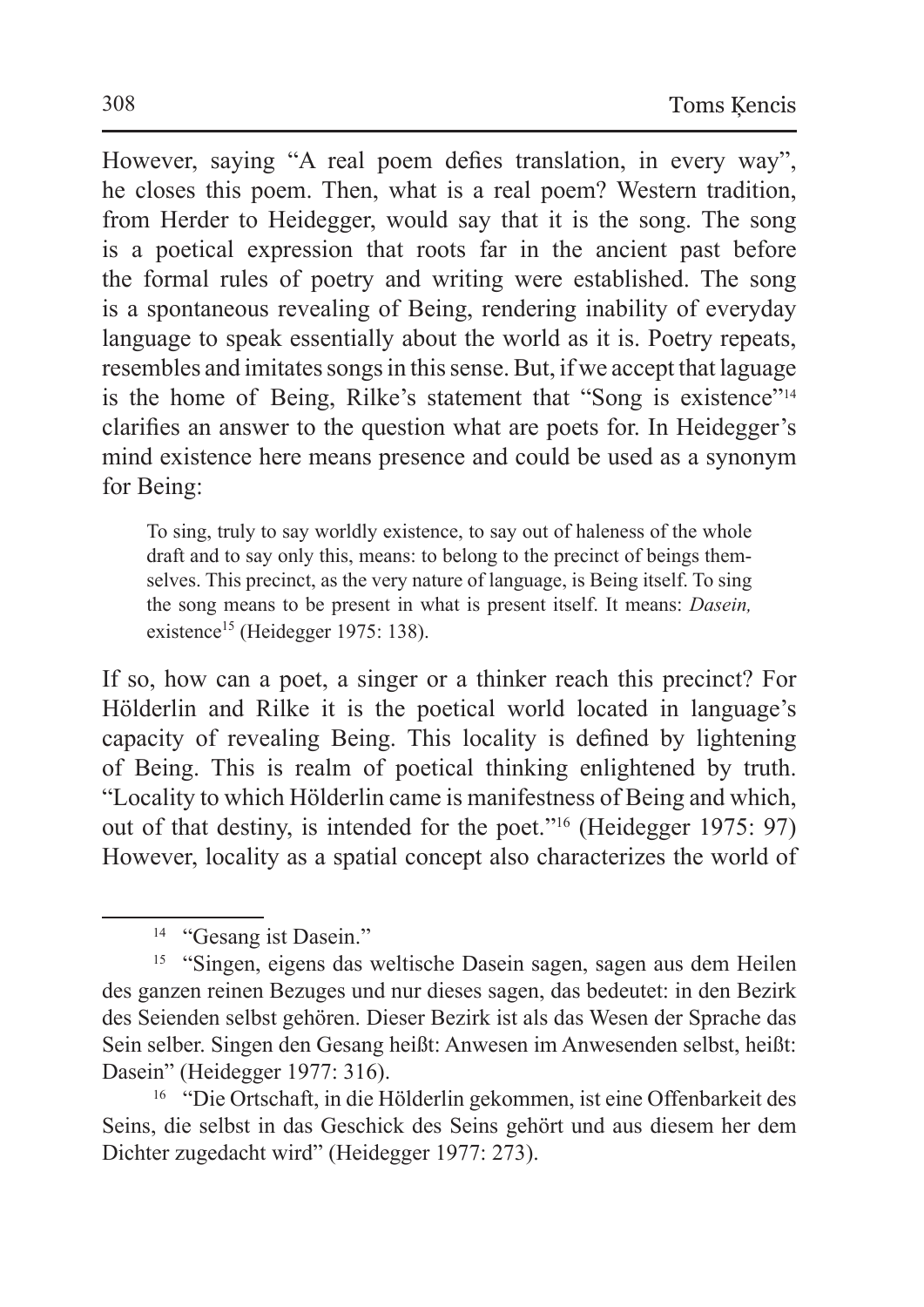However, saying "A real poem defies translation, in every way", he closes this poem. Then, what is a real poem? Western tradition, from Herder to Heidegger, would say that it is the song. The song is a poetical expression that roots far in the ancient past before the formal rules of poetry and writing were established. The song is a spontaneous revealing of Being, rendering inability of everyday language to speak essentially about the world as it is. Poetry repeats, resembles and imitates songs in this sense. But, if we accept that laguage is the home of Being, Rilke's statement that "Song is existence"[14] clarifies an answer to the question what are poets for. In Heidegger's mind existence here means presence and could be used as a synonym for Being:

> To sing, truly to say worldly existence, to say out of haleness of the whole draft and to say only this, means: to belong to the precinct of beings themselves. This precinct, as the very nature of language, is Being itself. To sing the song means to be present in what is present itself. It means: *Dasein,* existence[15] (Heidegger 1975: 138).

If so, how can a poet, a singer or a thinker reach this precinct? For Hölderlin and Rilke it is the poetical world located in language's capacity of revealing Being. This locality is defined by lightening of Being. This is realm of poetical thinking enlightened by truth. "Locality to which Hölderlin came is manifestness of Being and which, out of that destiny, is intended for the poet."[16] (Heidegger 1975: 97) However, locality as a spatial concept also characterizes the world of

---

[14] "Gesang ist Dasein."

[15] "Singen, eigens das weltische Dasein sagen, sagen aus dem Heilen des ganzen reinen Bezuges und nur dieses sagen, das bedeutet: in den Bezirk des Seienden selbst gehören. Dieser Bezirk ist als das Wesen der Sprache das Sein selber. Singen den Gesang heißt: Anwesen im Anwesenden selbst, heißt: Dasein" (Heidegger 1977: 316).

[16] "Die Ortschaft, in die Hölderlin gekommen, ist eine Offenbarkeit des Seins, die selbst in das Geschick des Seins gehört und aus diesem her dem Dichter zugedacht wird" (Heidegger 1977: 273).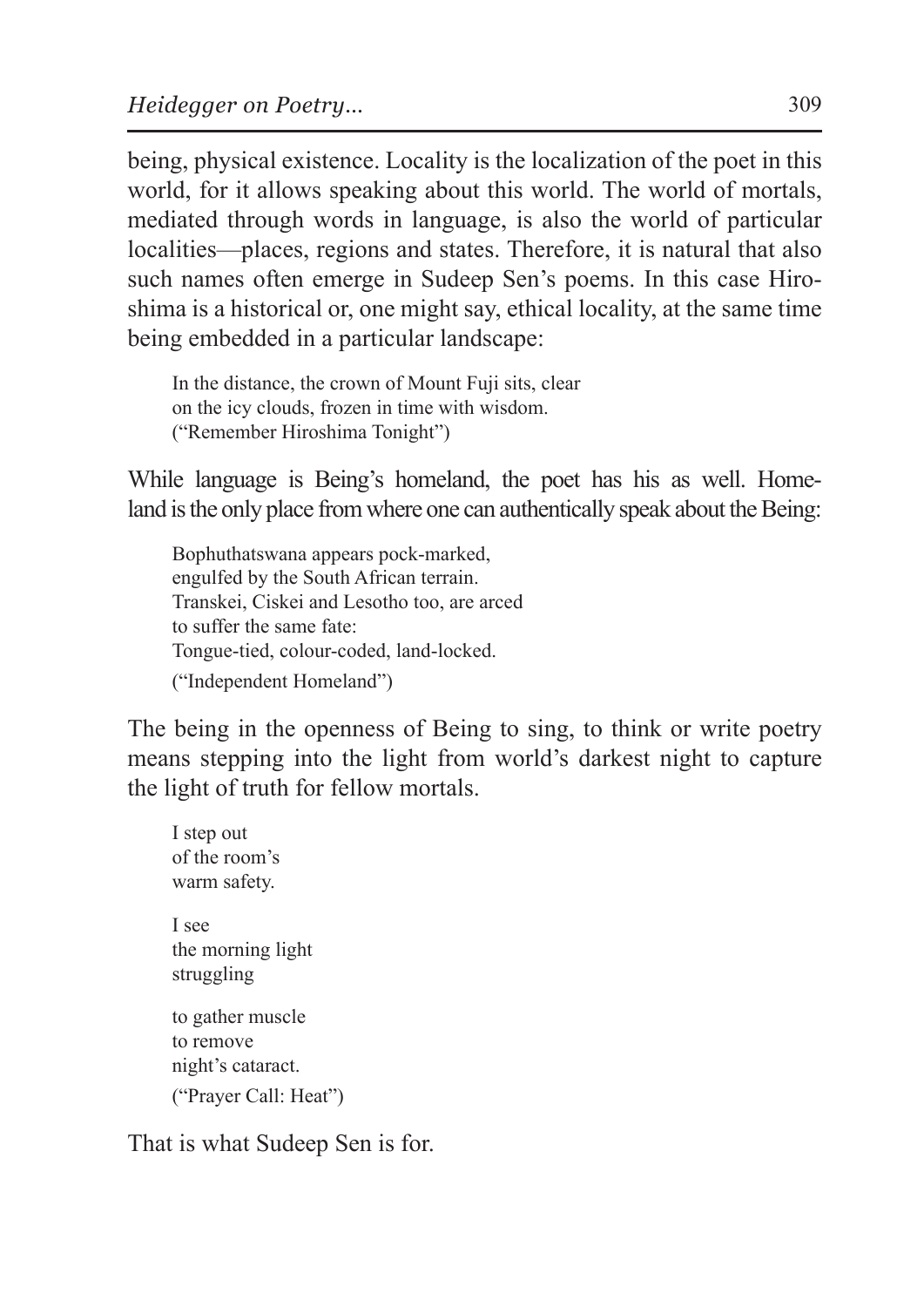being, physical existence. Locality is the localization of the poet in this world, for it allows speaking about this world. The world of mortals, mediated through words in language, is also the world of particular localities—places, regions and states. Therefore, it is natural that also such names often emerge in Sudeep Sen's poems. In this case Hiroshima is a historical or, one might say, ethical locality, at the same time being embedded in a particular landscape:

> In the distance, the crown of Mount Fuji sits, clear  
> on the icy clouds, frozen in time with wisdom.  
> ("Remember Hiroshima Tonight")

While language is Being's homeland, the poet has his as well. Homeland is the only place from where one can authentically speak about the Being:

> Bophuthatswana appears pock-marked,  
> engulfed by the South African terrain.  
> Transkei, Ciskei and Lesotho too, are arced  
> to suffer the same fate:  
> Tongue-tied, colour-coded, land-locked.  
> ("Independent Homeland")

The being in the openness of Being to sing, to think or write poetry means stepping into the light from world's darkest night to capture the light of truth for fellow mortals.

> I step out  
> of the room's  
> warm safety.
>
> I see  
> the morning light  
> struggling
>
> to gather muscle  
> to remove  
> night's cataract.  
> ("Prayer Call: Heat")

That is what Sudeep Sen is for.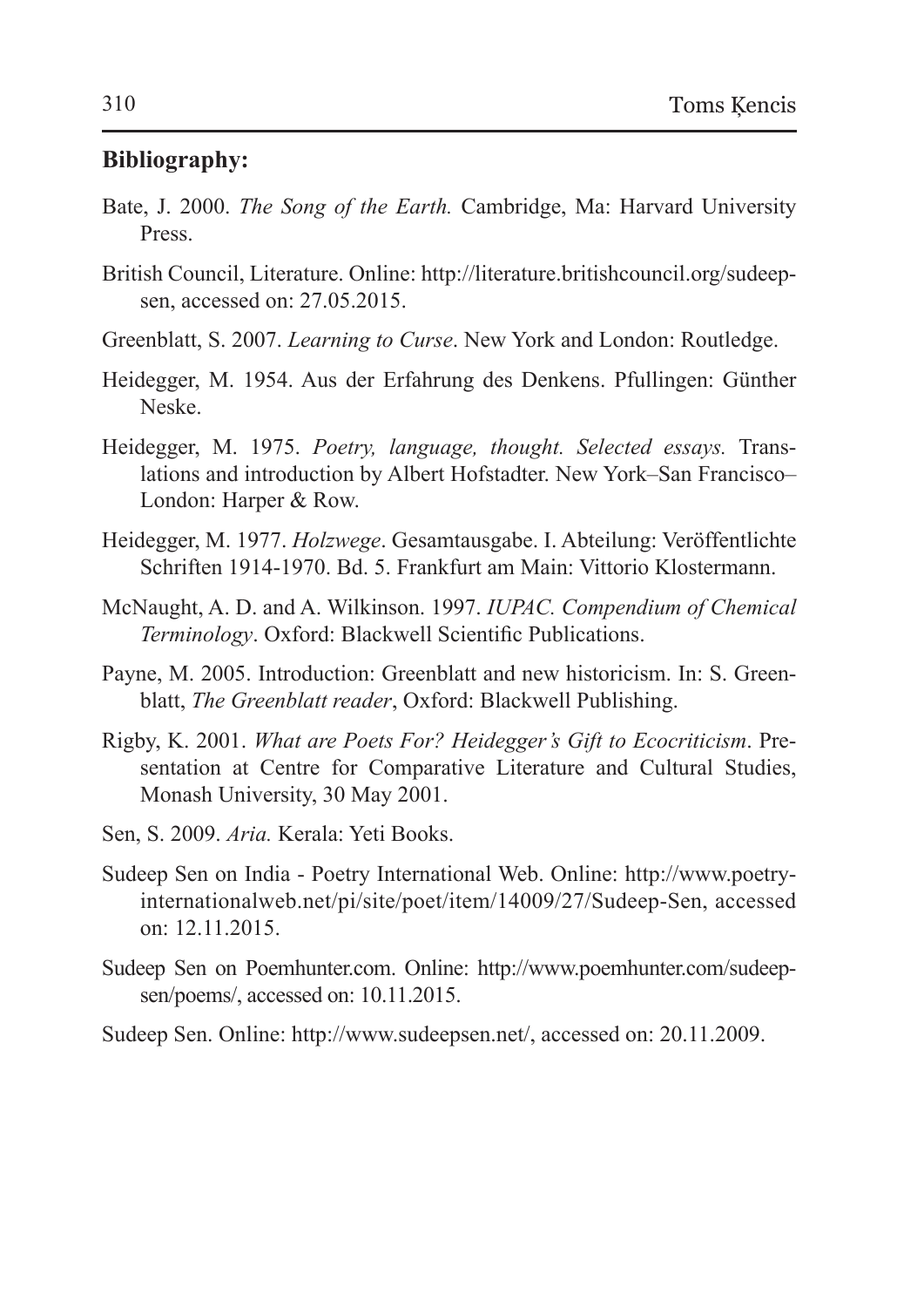**Bibliography:**

Bate, J. 2000. *The Song of the Earth.* Cambridge, Ma: Harvard University Press.

British Council, Literature. Online: http://literature.britishcouncil.org/sudeep-sen, accessed on: 27.05.2015.

Greenblatt, S. 2007. *Learning to Curse*. New York and London: Routledge.

Heidegger, M. 1954. Aus der Erfahrung des Denkens. Pfullingen: Günther Neske.

Heidegger, M. 1975. *Poetry, language, thought. Selected essays.* Translations and introduction by Albert Hofstadter. New York–San Francisco–London: Harper & Row.

Heidegger, M. 1977. *Holzwege*. Gesamtausgabe. I. Abteilung: Veröffentlichte Schriften 1914-1970. Bd. 5. Frankfurt am Main: Vittorio Klostermann.

McNaught, A. D. and A. Wilkinson. 1997. *IUPAC. Compendium of Chemical Terminology*. Oxford: Blackwell Scientific Publications.

Payne, M. 2005. Introduction: Greenblatt and new historicism. In: S. Greenblatt, *The Greenblatt reader*, Oxford: Blackwell Publishing.

Rigby, K. 2001. *What are Poets For? Heidegger's Gift to Ecocriticism*. Presentation at Centre for Comparative Literature and Cultural Studies, Monash University, 30 May 2001.

Sen, S. 2009. *Aria.* Kerala: Yeti Books.

Sudeep Sen on India - Poetry International Web. Online: http://www.poetryinternationalweb.net/pi/site/poet/item/14009/27/Sudeep-Sen, accessed on: 12.11.2015.

Sudeep Sen on Poemhunter.com. Online: http://www.poemhunter.com/sudeep-sen/poems/, accessed on: 10.11.2015.

Sudeep Sen. Online: http://www.sudeepsen.net/, accessed on: 20.11.2009.